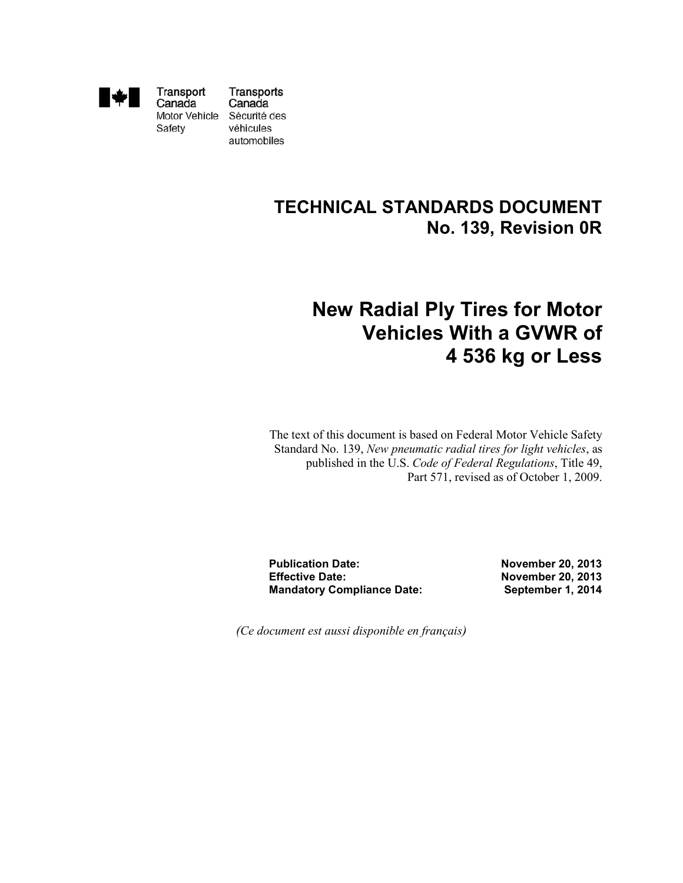Transport Canada Motor Vehicle Safety

Transports Canada Sécurité des véhicules automobiles

# TECHNICAL STANDARDS DOCUMENT No. 139, Revision 0R

# New Radial Ply Tires for Motor Vehicles With a GVWR of 4 536 kg or Less

The text of this document is based on Federal Motor Vehicle Safety Standard No. 139, *New pneumatic radial tires for light vehicles*, as published in the U.S. *Code of Federal Regulations*, Title 49, Part 571, revised as of October 1, 2009.

| | |
|---|---|
| **Publication Date:** | **November 20, 2013** |
| **Effective Date:** | **November 20, 2013** |
| **Mandatory Compliance Date:** | **September 1, 2014** |

*(Ce document est aussi disponible en français)*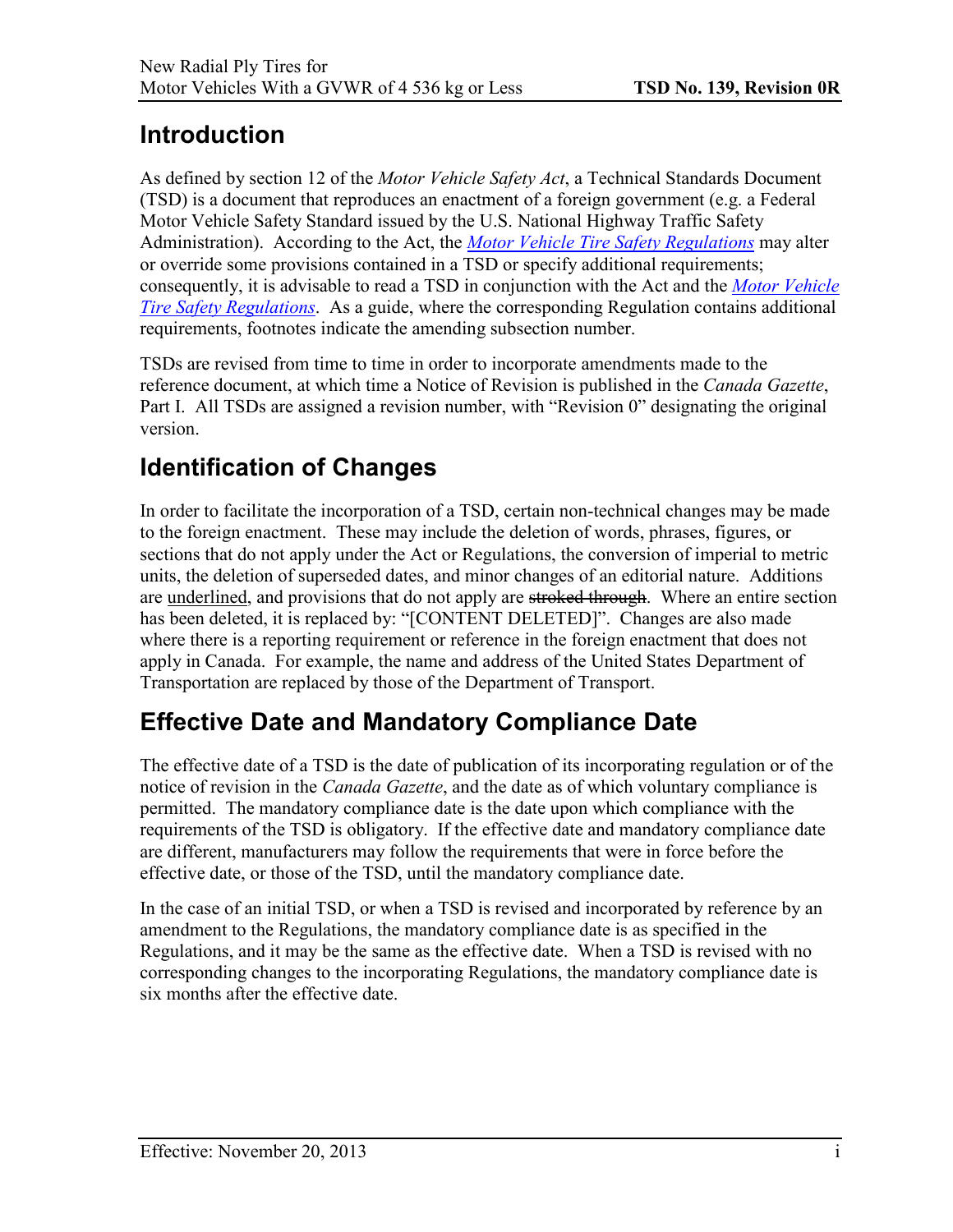# Introduction

As defined by section 12 of the *Motor Vehicle Safety Act*, a Technical Standards Document (TSD) is a document that reproduces an enactment of a foreign government (e.g. a Federal Motor Vehicle Safety Standard issued by the U.S. National Highway Traffic Safety Administration). According to the Act, the *Motor Vehicle Tire Safety Regulations* may alter or override some provisions contained in a TSD or specify additional requirements; consequently, it is advisable to read a TSD in conjunction with the Act and the *Motor Vehicle Tire Safety Regulations*. As a guide, where the corresponding Regulation contains additional requirements, footnotes indicate the amending subsection number.

TSDs are revised from time to time in order to incorporate amendments made to the reference document, at which time a Notice of Revision is published in the *Canada Gazette*, Part I. All TSDs are assigned a revision number, with "Revision 0" designating the original version.

# Identification of Changes

In order to facilitate the incorporation of a TSD, certain non-technical changes may be made to the foreign enactment. These may include the deletion of words, phrases, figures, or sections that do not apply under the Act or Regulations, the conversion of imperial to metric units, the deletion of superseded dates, and minor changes of an editorial nature. Additions are <u>underlined</u>, and provisions that do not apply are ~~stroked through~~. Where an entire section has been deleted, it is replaced by: "[CONTENT DELETED]". Changes are also made where there is a reporting requirement or reference in the foreign enactment that does not apply in Canada. For example, the name and address of the United States Department of Transportation are replaced by those of the Department of Transport.

# Effective Date and Mandatory Compliance Date

The effective date of a TSD is the date of publication of its incorporating regulation or of the notice of revision in the *Canada Gazette*, and the date as of which voluntary compliance is permitted. The mandatory compliance date is the date upon which compliance with the requirements of the TSD is obligatory. If the effective date and mandatory compliance date are different, manufacturers may follow the requirements that were in force before the effective date, or those of the TSD, until the mandatory compliance date.

In the case of an initial TSD, or when a TSD is revised and incorporated by reference by an amendment to the Regulations, the mandatory compliance date is as specified in the Regulations, and it may be the same as the effective date. When a TSD is revised with no corresponding changes to the incorporating Regulations, the mandatory compliance date is six months after the effective date.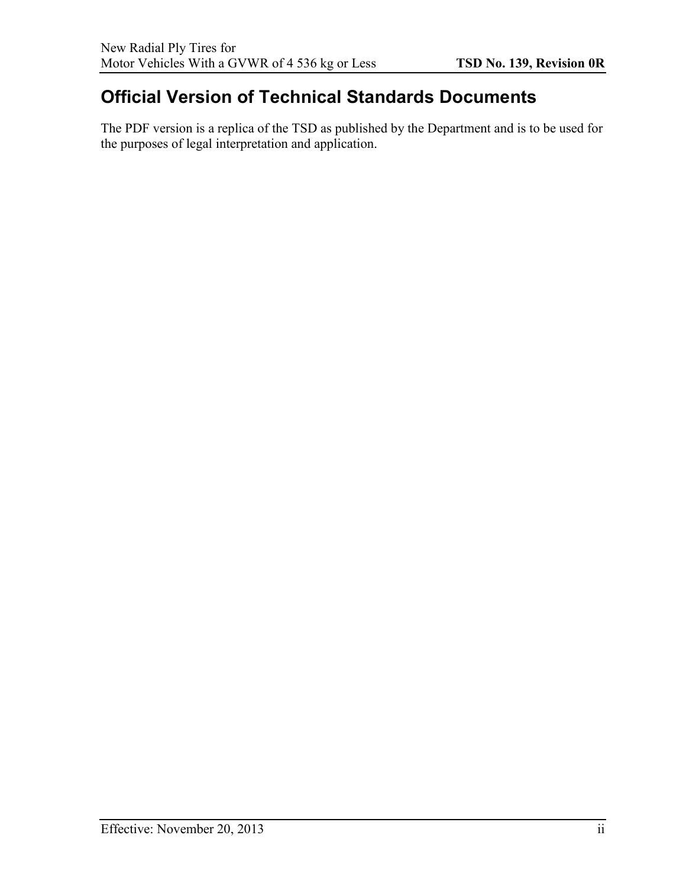# Official Version of Technical Standards Documents

The PDF version is a replica of the TSD as published by the Department and is to be used for the purposes of legal interpretation and application.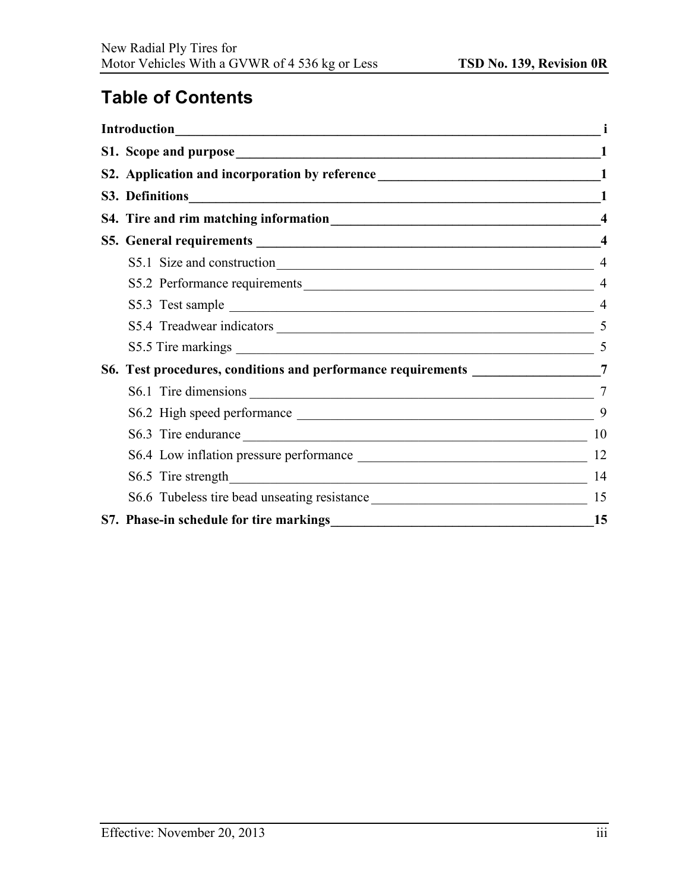# Table of Contents

**Introduction** i

**S1. Scope and purpose** 1

**S2. Application and incorporation by reference** 1

**S3. Definitions** 1

**S4. Tire and rim matching information** 4

**S5. General requirements** 4

- S5.1 Size and construction 4
- S5.2 Performance requirements 4
- S5.3 Test sample 4
- S5.4 Treadwear indicators 5
- S5.5 Tire markings 5

**S6. Test procedures, conditions and performance requirements** 7

- S6.1 Tire dimensions 7
- S6.2 High speed performance 9
- S6.3 Tire endurance 10
- S6.4 Low inflation pressure performance 12
- S6.5 Tire strength 14
- S6.6 Tubeless tire bead unseating resistance 15

**S7. Phase-in schedule for tire markings** 15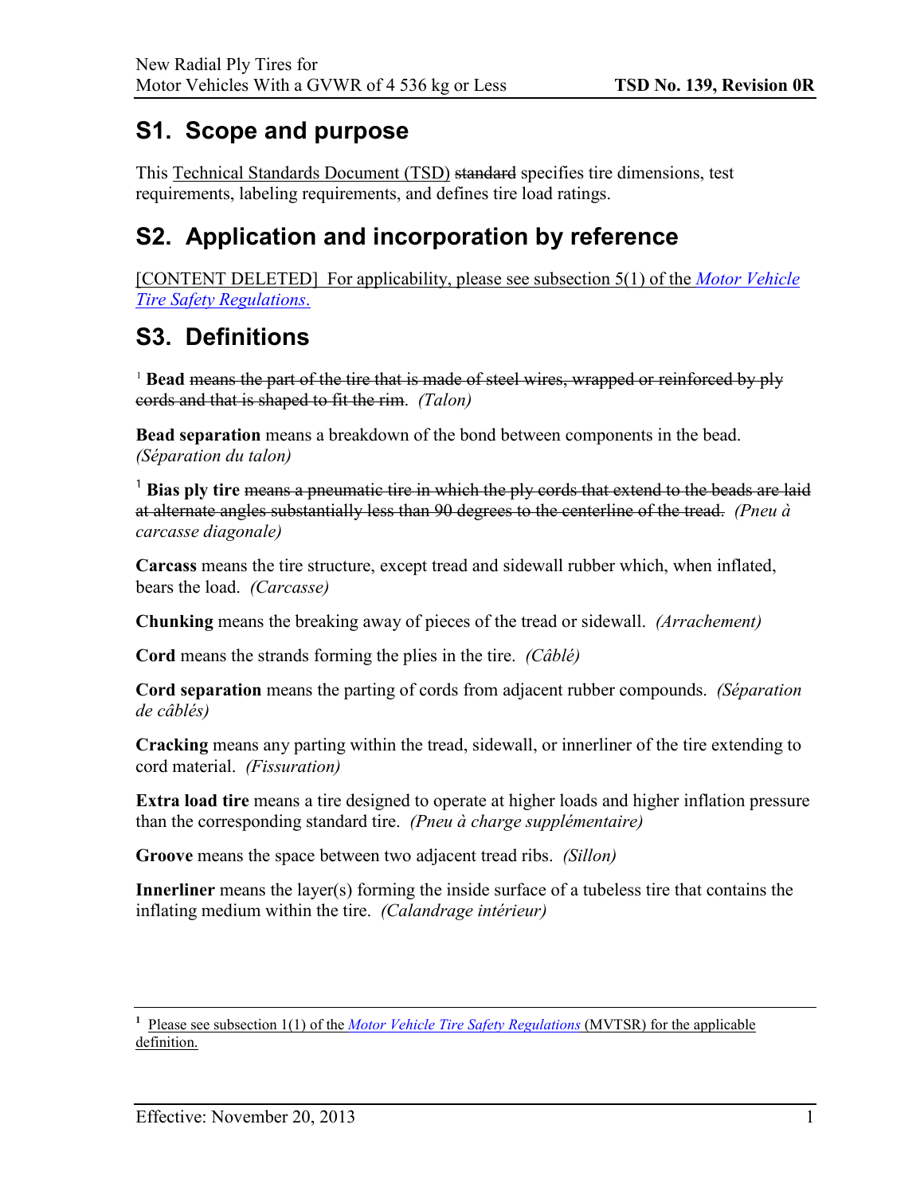# S1. Scope and purpose

This Technical Standards Document (TSD) ~~standard~~ specifies tire dimensions, test requirements, labeling requirements, and defines tire load ratings.

# S2. Application and incorporation by reference

[CONTENT DELETED] For applicability, please see subsection 5(1) of the *Motor Vehicle Tire Safety Regulations*.

# S3. Definitions

[1] **Bead** ~~means the part of the tire that is made of steel wires, wrapped or reinforced by ply cords and that is shaped to fit the rim~~. *(Talon)*

**Bead separation** means a breakdown of the bond between components in the bead. *(Séparation du talon)*

[1] **Bias ply tire** ~~means a pneumatic tire in which the ply cords that extend to the beads are laid at alternate angles substantially less than 90 degrees to the centerline of the tread.~~ *(Pneu à carcasse diagonale)*

**Carcass** means the tire structure, except tread and sidewall rubber which, when inflated, bears the load. *(Carcasse)*

**Chunking** means the breaking away of pieces of the tread or sidewall. *(Arrachement)*

**Cord** means the strands forming the plies in the tire. *(Câblé)*

**Cord separation** means the parting of cords from adjacent rubber compounds. *(Séparation de câblés)*

**Cracking** means any parting within the tread, sidewall, or innerliner of the tire extending to cord material. *(Fissuration)*

**Extra load tire** means a tire designed to operate at higher loads and higher inflation pressure than the corresponding standard tire. *(Pneu à charge supplémentaire)*

**Groove** means the space between two adjacent tread ribs. *(Sillon)*

**Innerliner** means the layer(s) forming the inside surface of a tubeless tire that contains the inflating medium within the tire. *(Calandrage intérieur)*

---

[1] Please see subsection 1(1) of the *Motor Vehicle Tire Safety Regulations* (MVTSR) for the applicable definition.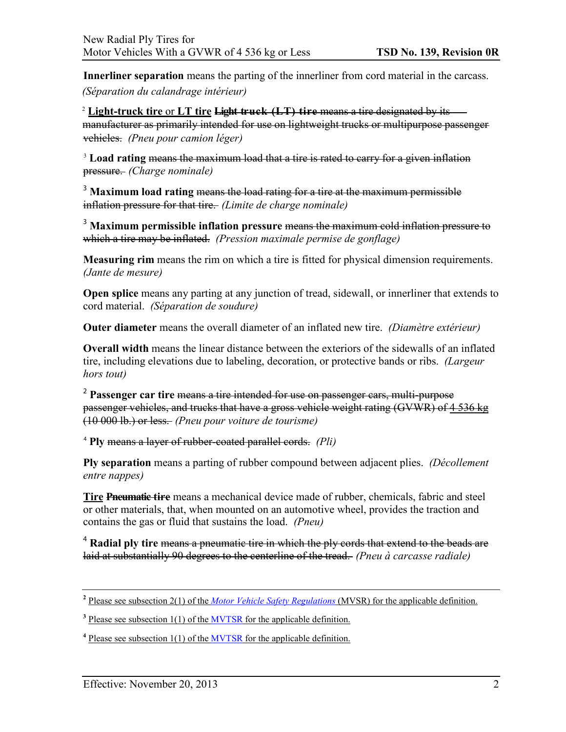**Innerliner separation** means the parting of the innerliner from cord material in the carcass. *(Séparation du calandrage intérieur)*

[2] **Light-truck tire** or **LT tire** ~~**Light truck (LT) tire** means a tire designated by its manufacturer as primarily intended for use on lightweight trucks or multipurpose passenger vehicles.~~ *(Pneu pour camion léger)*

[3] **Load rating** ~~means the maximum load that a tire is rated to carry for a given inflation pressure.~~ *(Charge nominale)*

[3] **Maximum load rating** ~~means the load rating for a tire at the maximum permissible inflation pressure for that tire.~~ *(Limite de charge nominale)*

[3] **Maximum permissible inflation pressure** ~~means the maximum cold inflation pressure to which a tire may be inflated.~~ *(Pression maximale permise de gonflage)*

**Measuring rim** means the rim on which a tire is fitted for physical dimension requirements. *(Jante de mesure)*

**Open splice** means any parting at any junction of tread, sidewall, or innerliner that extends to cord material. *(Séparation de soudure)*

**Outer diameter** means the overall diameter of an inflated new tire. *(Diamètre extérieur)*

**Overall width** means the linear distance between the exteriors of the sidewalls of an inflated tire, including elevations due to labeling, decoration, or protective bands or ribs. *(Largeur hors tout)*

[2] **Passenger car tire** ~~means a tire intended for use on passenger cars, multi-purpose passenger vehicles, and trucks that have a gross vehicle weight rating (GVWR) of 4 536 kg (10 000 lb.) or less.~~ *(Pneu pour voiture de tourisme)*

[4] **Ply** ~~means a layer of rubber-coated parallel cords.~~ *(Pli)*

**Ply separation** means a parting of rubber compound between adjacent plies. *(Décollement entre nappes)*

**Tire** ~~**Pneumatic tire**~~ means a mechanical device made of rubber, chemicals, fabric and steel or other materials, that, when mounted on an automotive wheel, provides the traction and contains the gas or fluid that sustains the load. *(Pneu)*

[4] **Radial ply tire** ~~means a pneumatic tire in which the ply cords that extend to the beads are laid at substantially 90 degrees to the centerline of the tread.~~ *(Pneu à carcasse radiale)*

---

[2] Please see subsection 2(1) of the *Motor Vehicle Safety Regulations* (MVSR) for the applicable definition.

[3] Please see subsection 1(1) of the MVTSR for the applicable definition.

[4] Please see subsection 1(1) of the MVTSR for the applicable definition.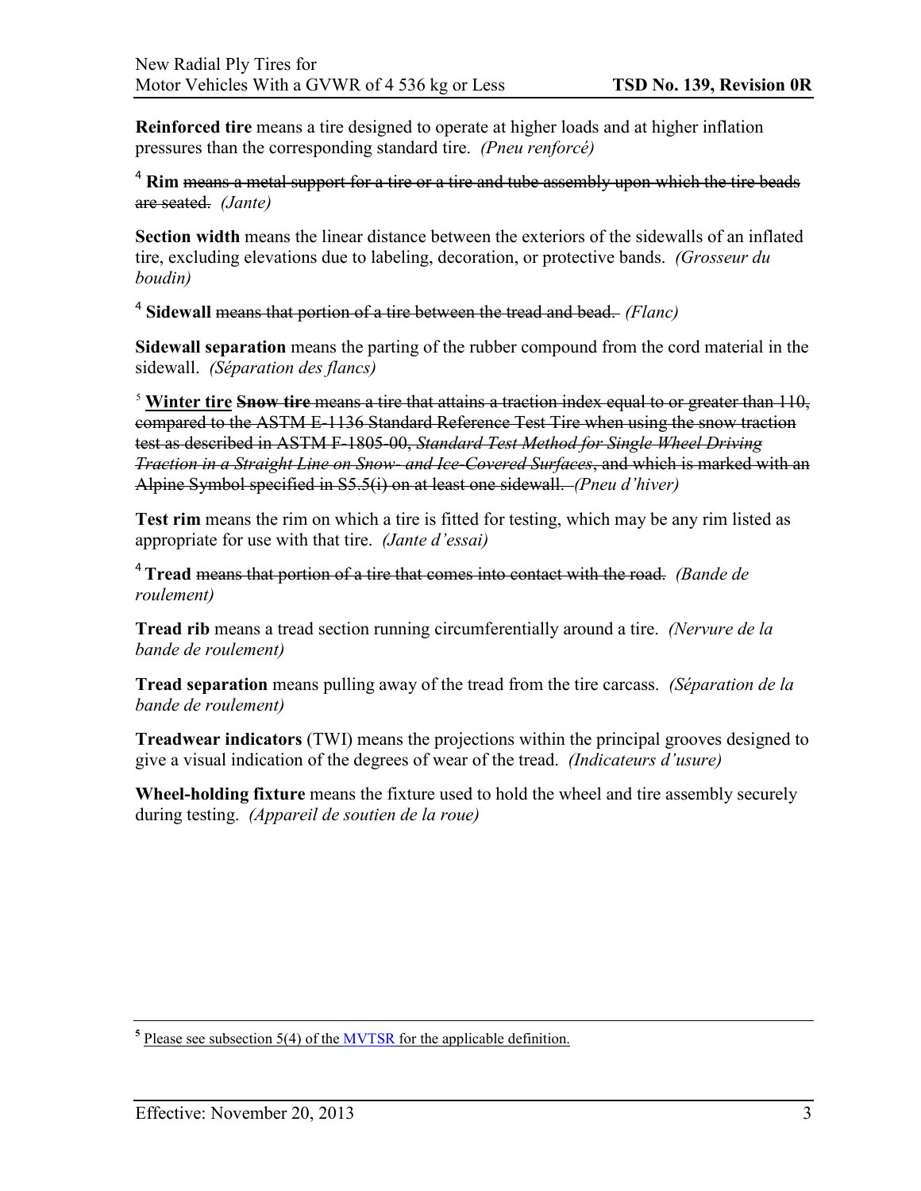**Reinforced tire** means a tire designed to operate at higher loads and at higher inflation pressures than the corresponding standard tire. *(Pneu renforcé)*

[4] **Rim** ~~means a metal support for a tire or a tire and tube assembly upon which the tire beads are seated.~~ *(Jante)*

**Section width** means the linear distance between the exteriors of the sidewalls of an inflated tire, excluding elevations due to labeling, decoration, or protective bands. *(Grosseur du boudin)*

[4] **Sidewall** ~~means that portion of a tire between the tread and bead.~~ *(Flanc)*

**Sidewall separation** means the parting of the rubber compound from the cord material in the sidewall. *(Séparation des flancs)*

[5] **<u>Winter tire</u>** ~~**Snow tire** means a tire that attains a traction index equal to or greater than 110, compared to the ASTM E-1136 Standard Reference Test Tire when using the snow traction test as described in ASTM F-1805-00, *Standard Test Method for Single Wheel Driving Traction in a Straight Line on Snow- and Ice-Covered Surfaces*, and which is marked with an Alpine Symbol specified in S5.5(i) on at least one sidewall.~~ *(Pneu d'hiver)*

**Test rim** means the rim on which a tire is fitted for testing, which may be any rim listed as appropriate for use with that tire. *(Jante d'essai)*

[4] **Tread** ~~means that portion of a tire that comes into contact with the road.~~ *(Bande de roulement)*

**Tread rib** means a tread section running circumferentially around a tire. *(Nervure de la bande de roulement)*

**Tread separation** means pulling away of the tread from the tire carcass. *(Séparation de la bande de roulement)*

**Treadwear indicators** (TWI) means the projections within the principal grooves designed to give a visual indication of the degrees of wear of the tread. *(Indicateurs d'usure)*

**Wheel-holding fixture** means the fixture used to hold the wheel and tire assembly securely during testing. *(Appareil de soutien de la roue)*

---

[5] <u>Please see subsection 5(4) of the MVTSR for the applicable definition.</u>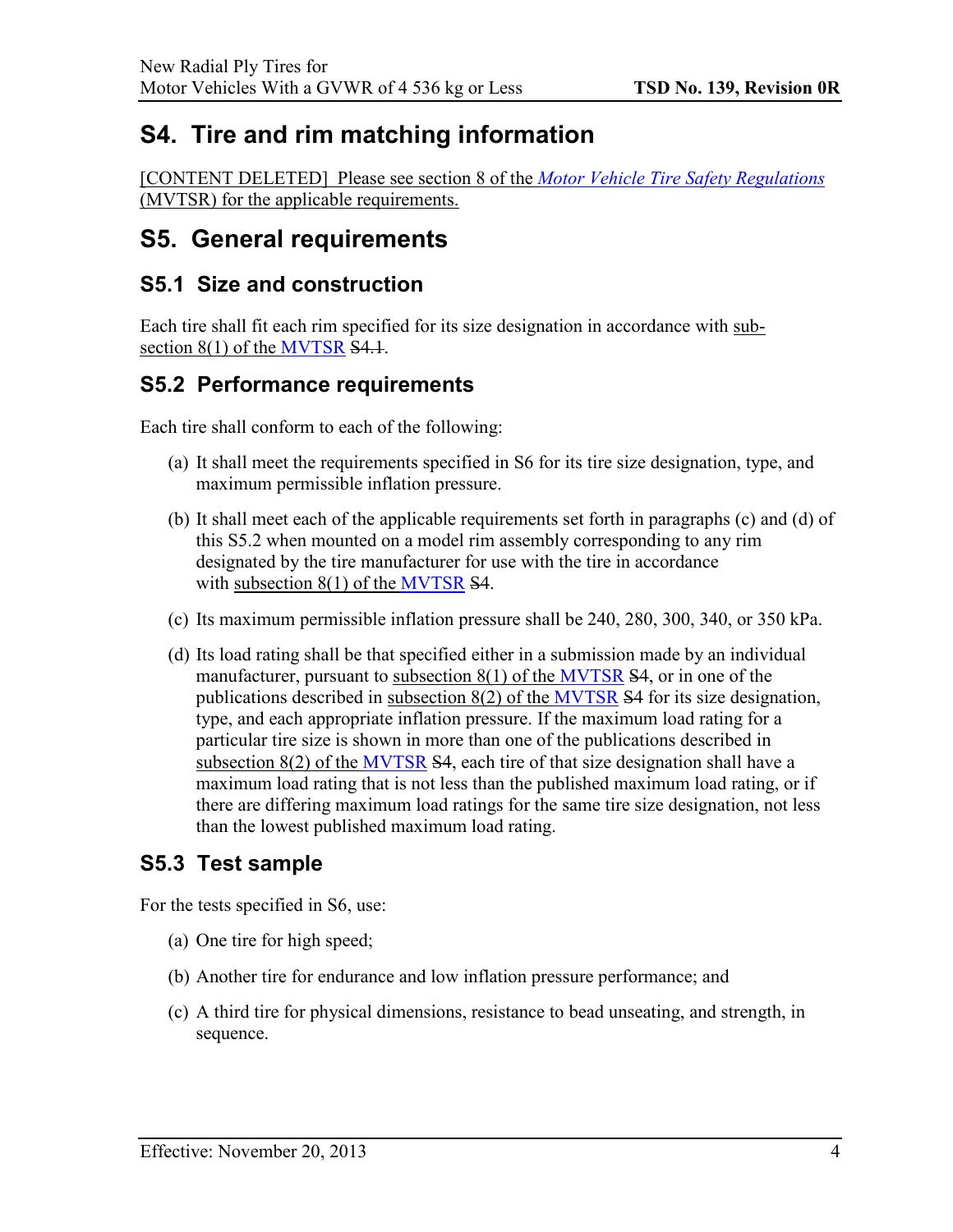## S4. Tire and rim matching information

[CONTENT DELETED] Please see section 8 of the *Motor Vehicle Tire Safety Regulations* (MVTSR) for the applicable requirements.

## S5. General requirements

### S5.1 Size and construction

Each tire shall fit each rim specified for its size designation in accordance with sub-section 8(1) of the MVTSR ~~S4.1~~.

### S5.2 Performance requirements

Each tire shall conform to each of the following:

(a) It shall meet the requirements specified in S6 for its tire size designation, type, and maximum permissible inflation pressure.

(b) It shall meet each of the applicable requirements set forth in paragraphs (c) and (d) of this S5.2 when mounted on a model rim assembly corresponding to any rim designated by the tire manufacturer for use with the tire in accordance with subsection 8(1) of the MVTSR ~~S4~~.

(c) Its maximum permissible inflation pressure shall be 240, 280, 300, 340, or 350 kPa.

(d) Its load rating shall be that specified either in a submission made by an individual manufacturer, pursuant to subsection 8(1) of the MVTSR ~~S4~~, or in one of the publications described in subsection 8(2) of the MVTSR ~~S4~~ for its size designation, type, and each appropriate inflation pressure. If the maximum load rating for a particular tire size is shown in more than one of the publications described in subsection 8(2) of the MVTSR ~~S4~~, each tire of that size designation shall have a maximum load rating that is not less than the published maximum load rating, or if there are differing maximum load ratings for the same tire size designation, not less than the lowest published maximum load rating.

### S5.3 Test sample

For the tests specified in S6, use:

(a) One tire for high speed;

(b) Another tire for endurance and low inflation pressure performance; and

(c) A third tire for physical dimensions, resistance to bead unseating, and strength, in sequence.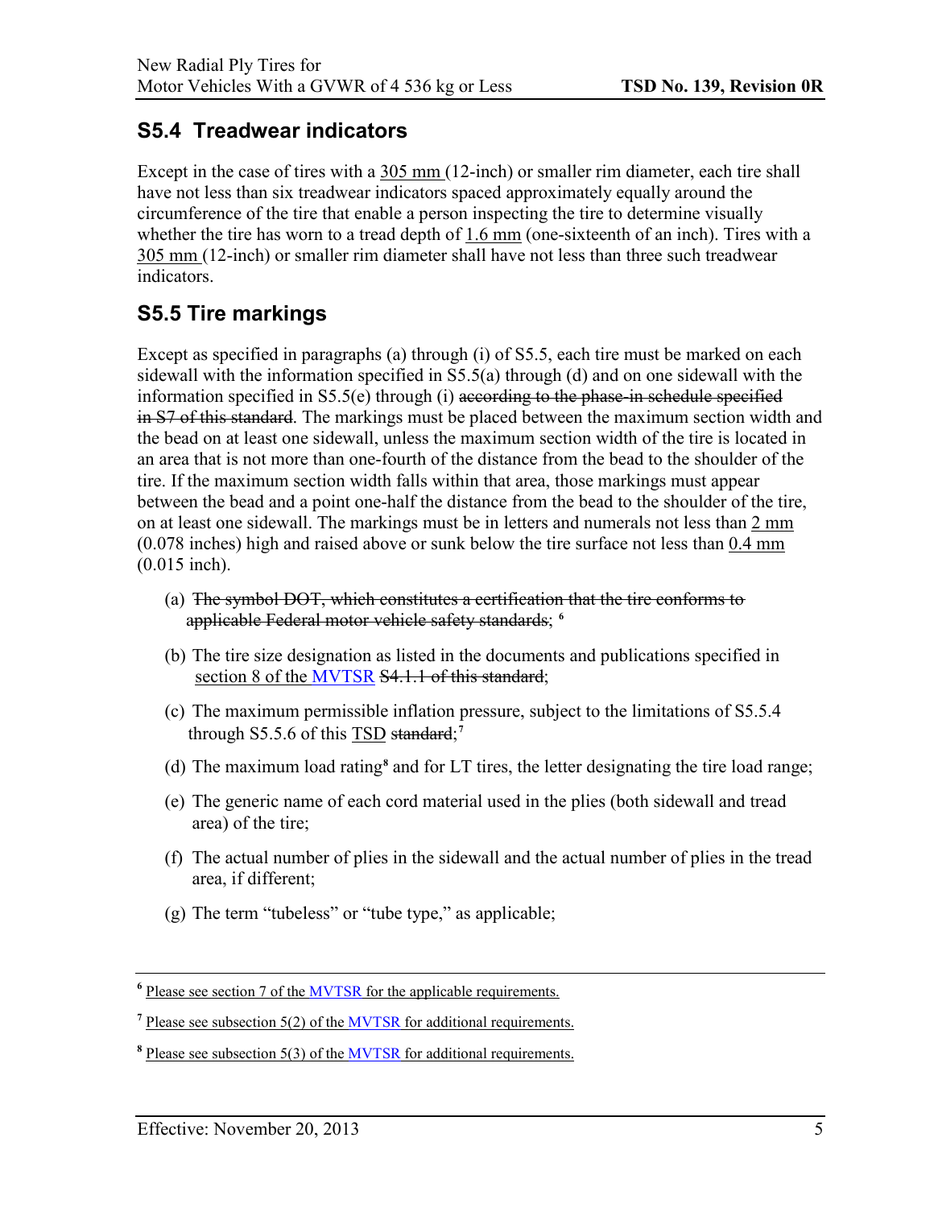## S5.4 Treadwear indicators

Except in the case of tires with a 305 mm (12-inch) or smaller rim diameter, each tire shall have not less than six treadwear indicators spaced approximately equally around the circumference of the tire that enable a person inspecting the tire to determine visually whether the tire has worn to a tread depth of 1.6 mm (one-sixteenth of an inch). Tires with a 305 mm (12-inch) or smaller rim diameter shall have not less than three such treadwear indicators.

## S5.5 Tire markings

Except as specified in paragraphs (a) through (i) of S5.5, each tire must be marked on each sidewall with the information specified in S5.5(a) through (d) and on one sidewall with the information specified in S5.5(e) through (i) ~~according to the phase-in schedule specified in S7 of this standard~~. The markings must be placed between the maximum section width and the bead on at least one sidewall, unless the maximum section width of the tire is located in an area that is not more than one-fourth of the distance from the bead to the shoulder of the tire. If the maximum section width falls within that area, those markings must appear between the bead and a point one-half the distance from the bead to the shoulder of the tire, on at least one sidewall. The markings must be in letters and numerals not less than 2 mm (0.078 inches) high and raised above or sunk below the tire surface not less than 0.4 mm (0.015 inch).

(a) ~~The symbol DOT, which constitutes a certification that the tire conforms to applicable Federal motor vehicle safety standards~~; [6]

(b) The tire size designation as listed in the documents and publications specified in section 8 of the MVTSR ~~S4.1.1 of this standard~~;

(c) The maximum permissible inflation pressure, subject to the limitations of S5.5.4 through S5.5.6 of this TSD ~~standard~~; [7]

(d) The maximum load rating[8] and for LT tires, the letter designating the tire load range;

(e) The generic name of each cord material used in the plies (both sidewall and tread area) of the tire;

(f) The actual number of plies in the sidewall and the actual number of plies in the tread area, if different;

(g) The term "tubeless" or "tube type," as applicable;

---

[6] Please see section 7 of the MVTSR for the applicable requirements.

[7] Please see subsection 5(2) of the MVTSR for additional requirements.

[8] Please see subsection 5(3) of the MVTSR for additional requirements.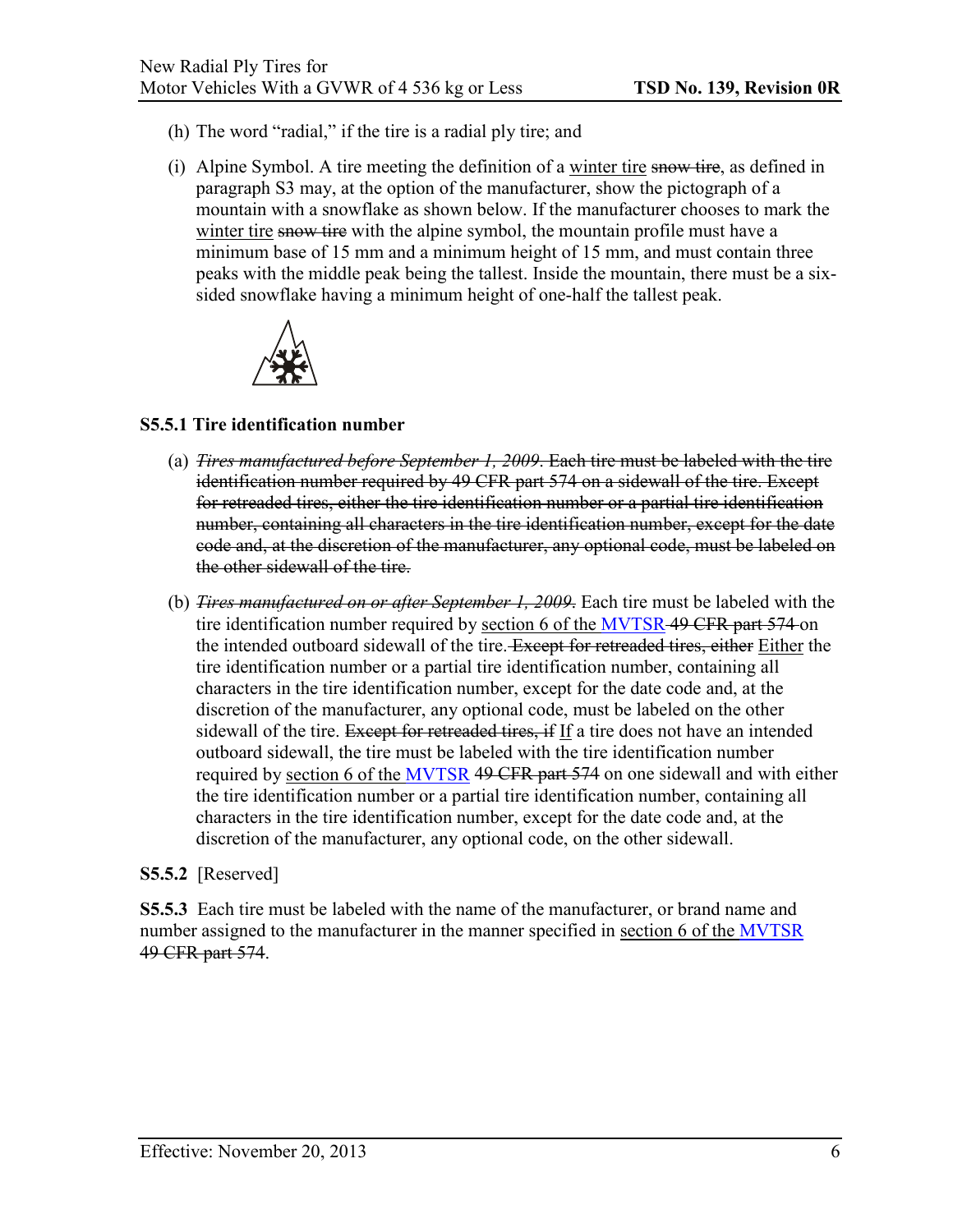(h) The word “radial,” if the tire is a radial ply tire; and

(i) Alpine Symbol. A tire meeting the definition of a <u>winter tire</u> ~~snow tire~~, as defined in paragraph S3 may, at the option of the manufacturer, show the pictograph of a mountain with a snowflake as shown below. If the manufacturer chooses to mark the <u>winter tire</u> ~~snow tire~~ with the alpine symbol, the mountain profile must have a minimum base of 15 mm and a minimum height of 15 mm, and must contain three peaks with the middle peak being the tallest. Inside the mountain, there must be a six-sided snowflake having a minimum height of one-half the tallest peak.

**S5.5.1 Tire identification number**

(a) ~~*Tires manufactured before September 1, 2009*. Each tire must be labeled with the tire identification number required by 49 CFR part 574 on a sidewall of the tire. Except for retreaded tires, either the tire identification number or a partial tire identification number, containing all characters in the tire identification number, except for the date code and, at the discretion of the manufacturer, any optional code, must be labeled on the other sidewall of the tire.~~

(b) ~~*Tires manufactured on or after September 1, 2009*.~~ Each tire must be labeled with the tire identification number required by <u>section 6 of the MVTSR</u> ~~49 CFR part 574~~ on the intended outboard sidewall of the tire. ~~Except for retreaded tires, either~~ <u>Either</u> the tire identification number or a partial tire identification number, containing all characters in the tire identification number, except for the date code and, at the discretion of the manufacturer, any optional code, must be labeled on the other sidewall of the tire. ~~Except for retreaded tires, if~~ <u>If</u> a tire does not have an intended outboard sidewall, the tire must be labeled with the tire identification number required by <u>section 6 of the MVTSR</u> ~~49 CFR part 574~~ on one sidewall and with either the tire identification number or a partial tire identification number, containing all characters in the tire identification number, except for the date code and, at the discretion of the manufacturer, any optional code, on the other sidewall.

**S5.5.2** [Reserved]

**S5.5.3** Each tire must be labeled with the name of the manufacturer, or brand name and number assigned to the manufacturer in the manner specified in <u>section 6 of the MVTSR</u> ~~49 CFR part 574~~.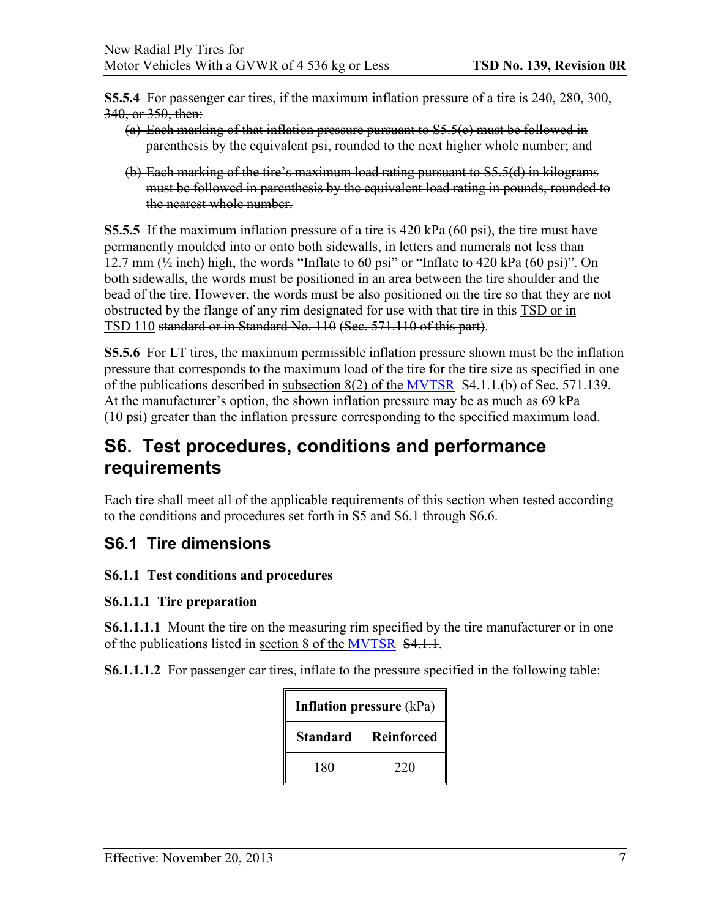**S5.5.4** ~~For passenger car tires, if the maximum inflation pressure of a tire is 240, 280, 300, 340, or 350, then:~~

- ~~(a) Each marking of that inflation pressure pursuant to S5.5(c) must be followed in parenthesis by the equivalent psi, rounded to the next higher whole number; and~~
- ~~(b) Each marking of the tire's maximum load rating pursuant to S5.5(d) in kilograms must be followed in parenthesis by the equivalent load rating in pounds, rounded to the nearest whole number.~~

**S5.5.5** If the maximum inflation pressure of a tire is 420 kPa (60 psi), the tire must have permanently moulded into or onto both sidewalls, in letters and numerals not less than 12.7 mm (½ inch) high, the words "Inflate to 60 psi" or "Inflate to 420 kPa (60 psi)". On both sidewalls, the words must be positioned in an area between the tire shoulder and the bead of the tire. However, the words must be also positioned on the tire so that they are not obstructed by the flange of any rim designated for use with that tire in this TSD or in TSD 110 ~~standard or in Standard No. 110 (Sec. 571.110 of this part)~~.

**S5.5.6** For LT tires, the maximum permissible inflation pressure shown must be the inflation pressure that corresponds to the maximum load of the tire for the tire size as specified in one of the publications described in subsection 8(2) of the MVTSR ~~S4.1.1.(b) of Sec. 571.139~~. At the manufacturer's option, the shown inflation pressure may be as much as 69 kPa (10 psi) greater than the inflation pressure corresponding to the specified maximum load.

## S6. Test procedures, conditions and performance requirements

Each tire shall meet all of the applicable requirements of this section when tested according to the conditions and procedures set forth in S5 and S6.1 through S6.6.

### S6.1 Tire dimensions

#### S6.1.1 Test conditions and procedures

#### S6.1.1.1 Tire preparation

**S6.1.1.1.1** Mount the tire on the measuring rim specified by the tire manufacturer or in one of the publications listed in section 8 of the MVTSR ~~S4.1.1~~.

**S6.1.1.1.2** For passenger car tires, inflate to the pressure specified in the following table:

| **Inflation pressure** (kPa) | |
|---|---|
| **Standard** | **Reinforced** |
| 180 | 220 |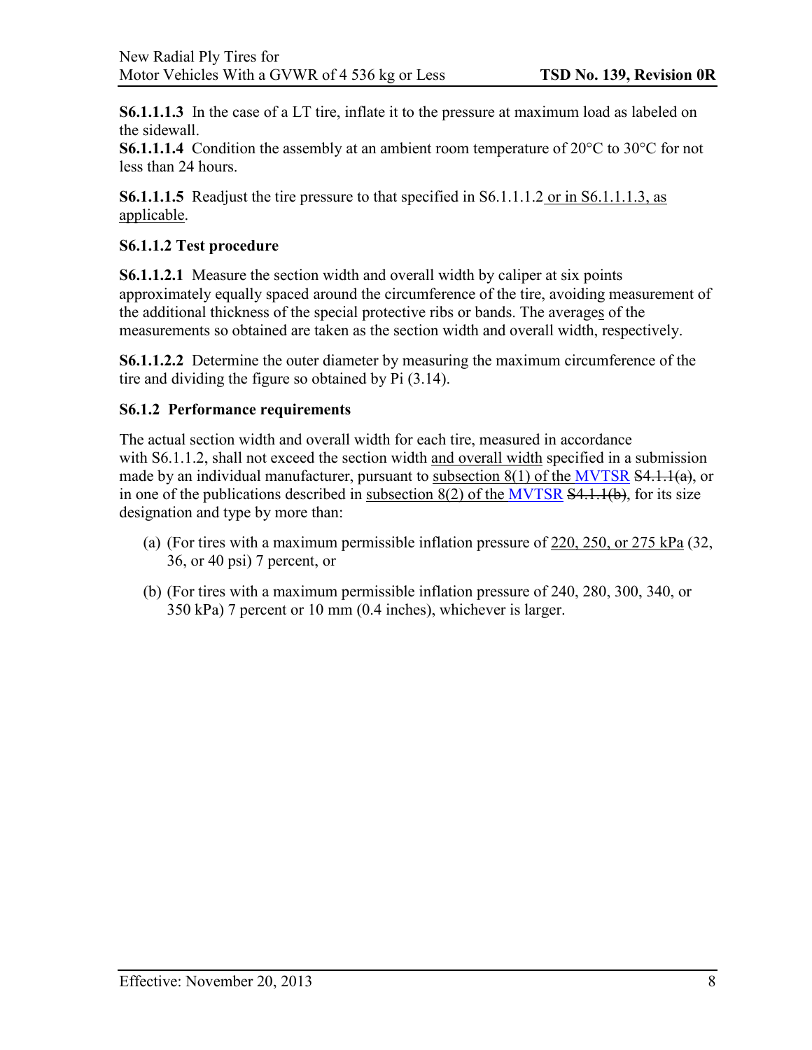**S6.1.1.1.3** In the case of a LT tire, inflate it to the pressure at maximum load as labeled on the sidewall.

**S6.1.1.1.4** Condition the assembly at an ambient room temperature of 20°C to 30°C for not less than 24 hours.

**S6.1.1.1.5** Readjust the tire pressure to that specified in S6.1.1.1.2 or in S6.1.1.1.3, as applicable.

**S6.1.1.2 Test procedure**

**S6.1.1.2.1** Measure the section width and overall width by caliper at six points approximately equally spaced around the circumference of the tire, avoiding measurement of the additional thickness of the special protective ribs or bands. The averages of the measurements so obtained are taken as the section width and overall width, respectively.

**S6.1.1.2.2** Determine the outer diameter by measuring the maximum circumference of the tire and dividing the figure so obtained by Pi (3.14).

**S6.1.2 Performance requirements**

The actual section width and overall width for each tire, measured in accordance with S6.1.1.2, shall not exceed the section width and overall width specified in a submission made by an individual manufacturer, pursuant to subsection 8(1) of the MVTSR ~~S4.1.1(a)~~, or in one of the publications described in subsection 8(2) of the MVTSR ~~S4.1.1(b)~~, for its size designation and type by more than:

(a) (For tires with a maximum permissible inflation pressure of 220, 250, or 275 kPa (32, 36, or 40 psi) 7 percent, or

(b) (For tires with a maximum permissible inflation pressure of 240, 280, 300, 340, or 350 kPa) 7 percent or 10 mm (0.4 inches), whichever is larger.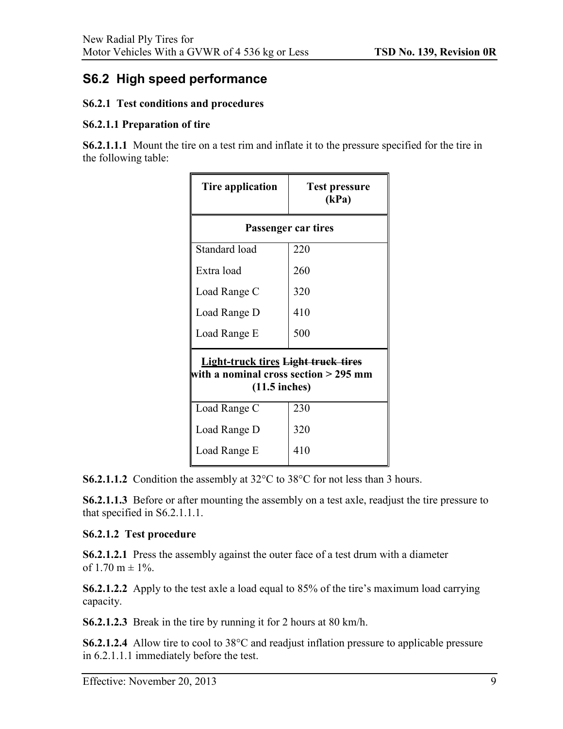## S6.2 High speed performance

**S6.2.1 Test conditions and procedures**

**S6.2.1.1 Preparation of tire**

**S6.2.1.1.1** Mount the tire on a test rim and inflate it to the pressure specified for the tire in the following table:

| Tire application | Test pressure (kPa) |
|---|---|
| **Passenger car tires** | |
| Standard load | 220 |
| Extra load | 260 |
| Load Range C | 320 |
| Load Range D | 410 |
| Load Range E | 500 |
| **<u>Light-truck tires</u> ~~Light truck tires~~ with a nominal cross section > 295 mm (11.5 inches)** | |
| Load Range C | 230 |
| Load Range D | 320 |
| Load Range E | 410 |

**S6.2.1.1.2** Condition the assembly at 32°C to 38°C for not less than 3 hours.

**S6.2.1.1.3** Before or after mounting the assembly on a test axle, readjust the tire pressure to that specified in S6.2.1.1.1.

**S6.2.1.2 Test procedure**

**S6.2.1.2.1** Press the assembly against the outer face of a test drum with a diameter of 1.70 m ± 1%.

**S6.2.1.2.2** Apply to the test axle a load equal to 85% of the tire's maximum load carrying capacity.

**S6.2.1.2.3** Break in the tire by running it for 2 hours at 80 km/h.

**S6.2.1.2.4** Allow tire to cool to 38°C and readjust inflation pressure to applicable pressure in 6.2.1.1.1 immediately before the test.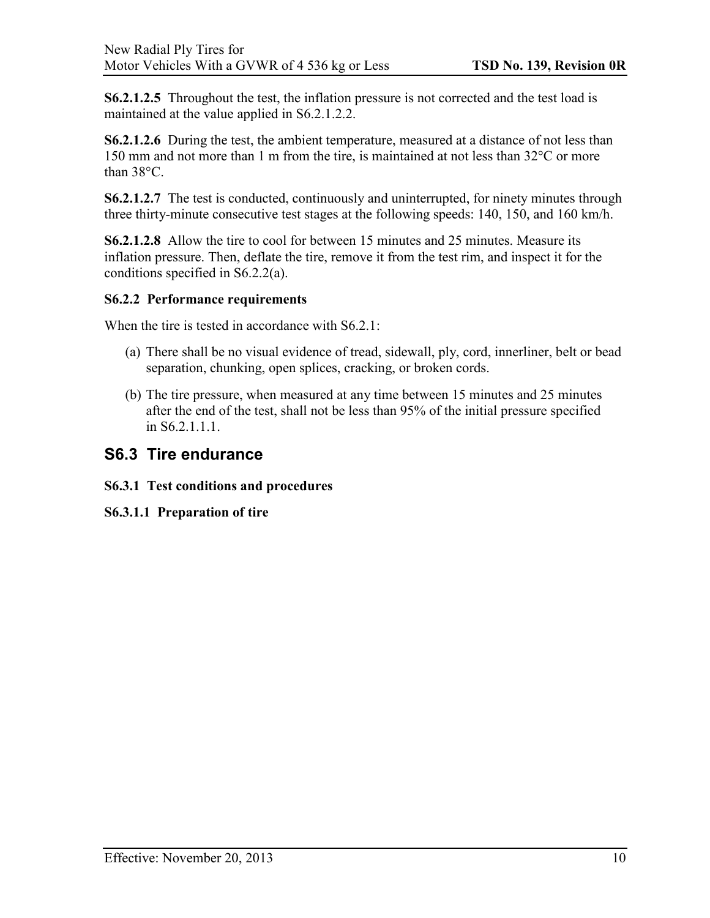**S6.2.1.2.5** Throughout the test, the inflation pressure is not corrected and the test load is maintained at the value applied in S6.2.1.2.2.

**S6.2.1.2.6** During the test, the ambient temperature, measured at a distance of not less than 150 mm and not more than 1 m from the tire, is maintained at not less than 32°C or more than 38°C.

**S6.2.1.2.7** The test is conducted, continuously and uninterrupted, for ninety minutes through three thirty-minute consecutive test stages at the following speeds: 140, 150, and 160 km/h.

**S6.2.1.2.8** Allow the tire to cool for between 15 minutes and 25 minutes. Measure its inflation pressure. Then, deflate the tire, remove it from the test rim, and inspect it for the conditions specified in S6.2.2(a).

**S6.2.2 Performance requirements**

When the tire is tested in accordance with S6.2.1:

(a) There shall be no visual evidence of tread, sidewall, ply, cord, innerliner, belt or bead separation, chunking, open splices, cracking, or broken cords.

(b) The tire pressure, when measured at any time between 15 minutes and 25 minutes after the end of the test, shall not be less than 95% of the initial pressure specified in S6.2.1.1.1.

## S6.3 Tire endurance

**S6.3.1 Test conditions and procedures**

**S6.3.1.1 Preparation of tire**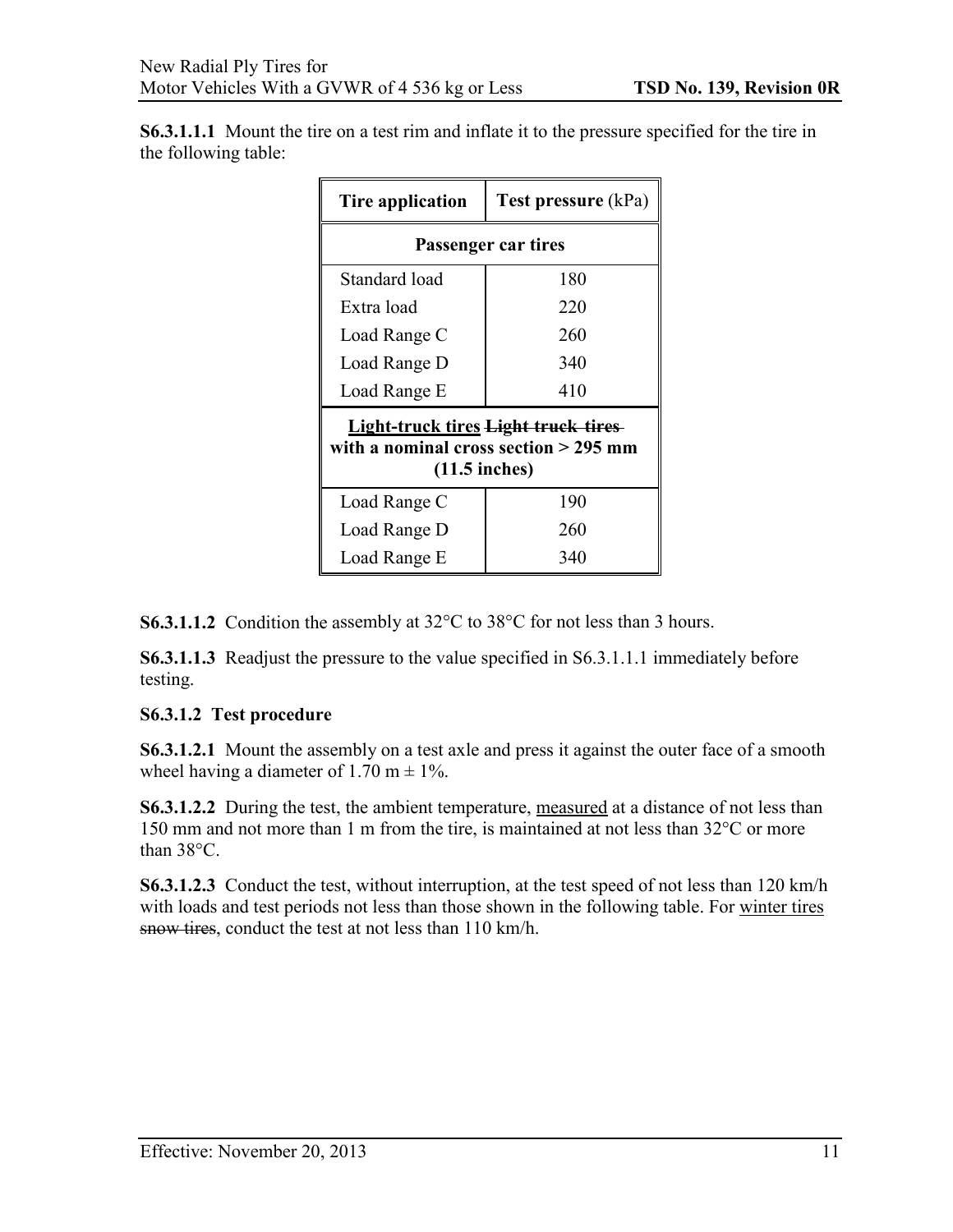**S6.3.1.1.1** Mount the tire on a test rim and inflate it to the pressure specified for the tire in the following table:

| Tire application | Test pressure (kPa) |
|---|---|
| **Passenger car tires** | |
| Standard load | 180 |
| Extra load | 220 |
| Load Range C | 260 |
| Load Range D | 340 |
| Load Range E | 410 |
| **<u>Light-truck tires</u> ~~Light truck tires~~ with a nominal cross section > 295 mm (11.5 inches)** | |
| Load Range C | 190 |
| Load Range D | 260 |
| Load Range E | 340 |

**S6.3.1.1.2** Condition the assembly at 32°C to 38°C for not less than 3 hours.

**S6.3.1.1.3** Readjust the pressure to the value specified in S6.3.1.1.1 immediately before testing.

**S6.3.1.2 Test procedure**

**S6.3.1.2.1** Mount the assembly on a test axle and press it against the outer face of a smooth wheel having a diameter of 1.70 m ± 1%.

**S6.3.1.2.2** During the test, the ambient temperature, <u>measured</u> at a distance of not less than 150 mm and not more than 1 m from the tire, is maintained at not less than 32°C or more than 38°C.

**S6.3.1.2.3** Conduct the test, without interruption, at the test speed of not less than 120 km/h with loads and test periods not less than those shown in the following table. For <u>winter tires</u> ~~snow tires~~, conduct the test at not less than 110 km/h.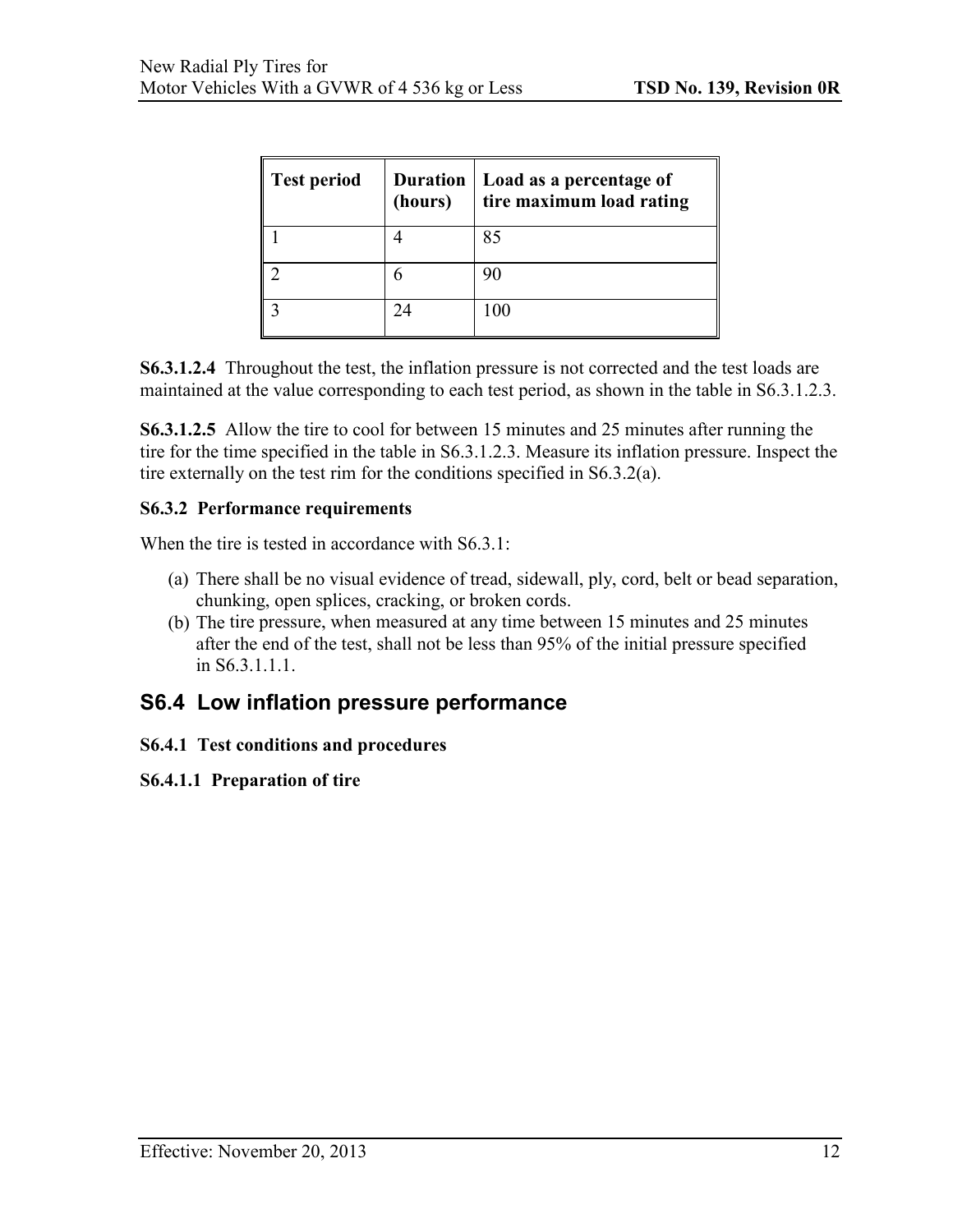| Test period | Duration (hours) | Load as a percentage of tire maximum load rating |
|---|---|---|
| 1 | 4 | 85 |
| 2 | 6 | 90 |
| 3 | 24 | 100 |

**S6.3.1.2.4** Throughout the test, the inflation pressure is not corrected and the test loads are maintained at the value corresponding to each test period, as shown in the table in S6.3.1.2.3.

**S6.3.1.2.5** Allow the tire to cool for between 15 minutes and 25 minutes after running the tire for the time specified in the table in S6.3.1.2.3. Measure its inflation pressure. Inspect the tire externally on the test rim for the conditions specified in S6.3.2(a).

**S6.3.2 Performance requirements**

When the tire is tested in accordance with S6.3.1:

(a) There shall be no visual evidence of tread, sidewall, ply, cord, belt or bead separation, chunking, open splices, cracking, or broken cords.
(b) The tire pressure, when measured at any time between 15 minutes and 25 minutes after the end of the test, shall not be less than 95% of the initial pressure specified in S6.3.1.1.1.

## S6.4 Low inflation pressure performance

**S6.4.1 Test conditions and procedures**

**S6.4.1.1 Preparation of tire**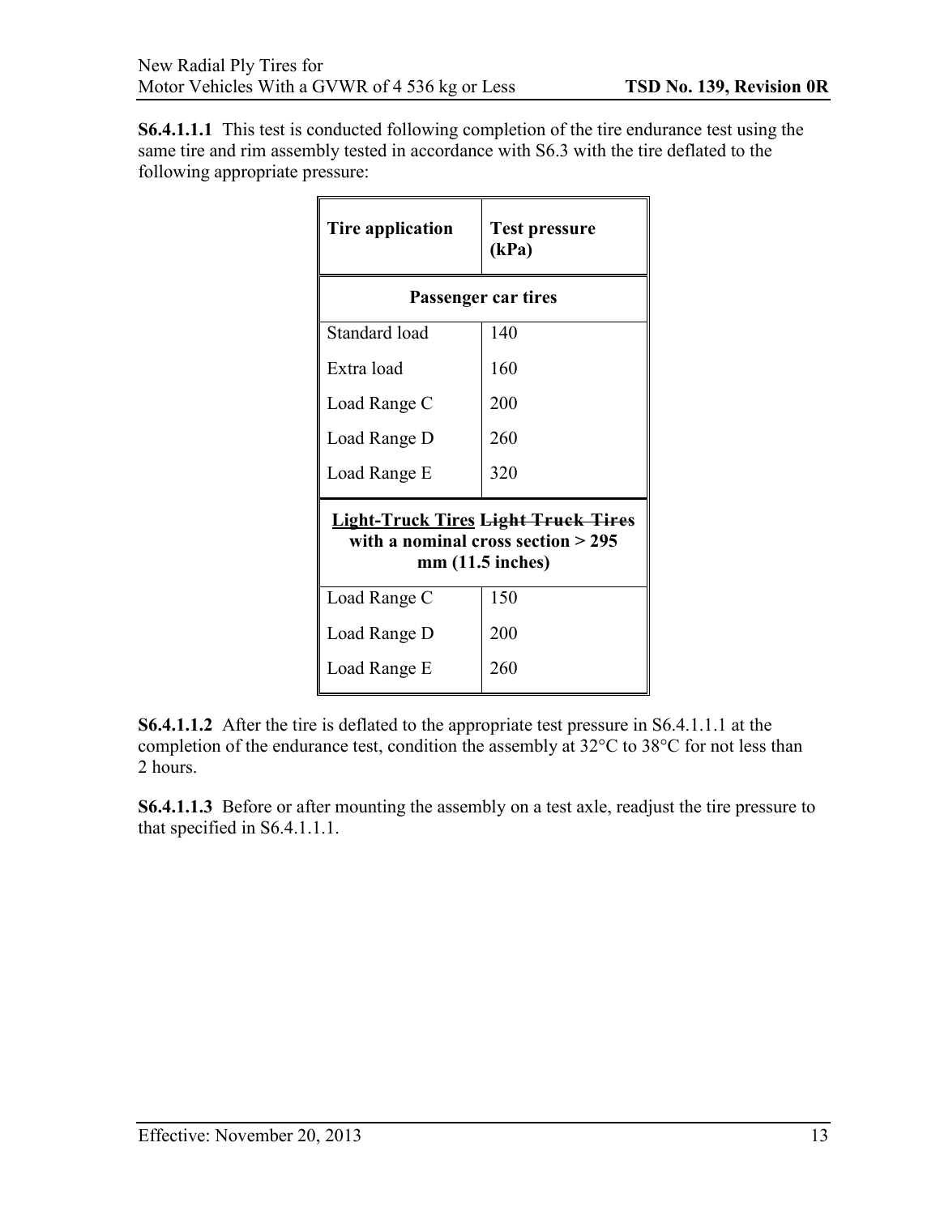**S6.4.1.1.1** This test is conducted following completion of the tire endurance test using the same tire and rim assembly tested in accordance with S6.3 with the tire deflated to the following appropriate pressure:

| Tire application | Test pressure (kPa) |
|---|---|
| **Passenger car tires** | |
| Standard load | 140 |
| Extra load | 160 |
| Load Range C | 200 |
| Load Range D | 260 |
| Load Range E | 320 |
| **<u>Light-Truck Tires</u> ~~Light Truck Tires~~ with a nominal cross section > 295 mm (11.5 inches)** | |
| Load Range C | 150 |
| Load Range D | 200 |
| Load Range E | 260 |

**S6.4.1.1.2** After the tire is deflated to the appropriate test pressure in S6.4.1.1.1 at the completion of the endurance test, condition the assembly at 32°C to 38°C for not less than 2 hours.

**S6.4.1.1.3** Before or after mounting the assembly on a test axle, readjust the tire pressure to that specified in S6.4.1.1.1.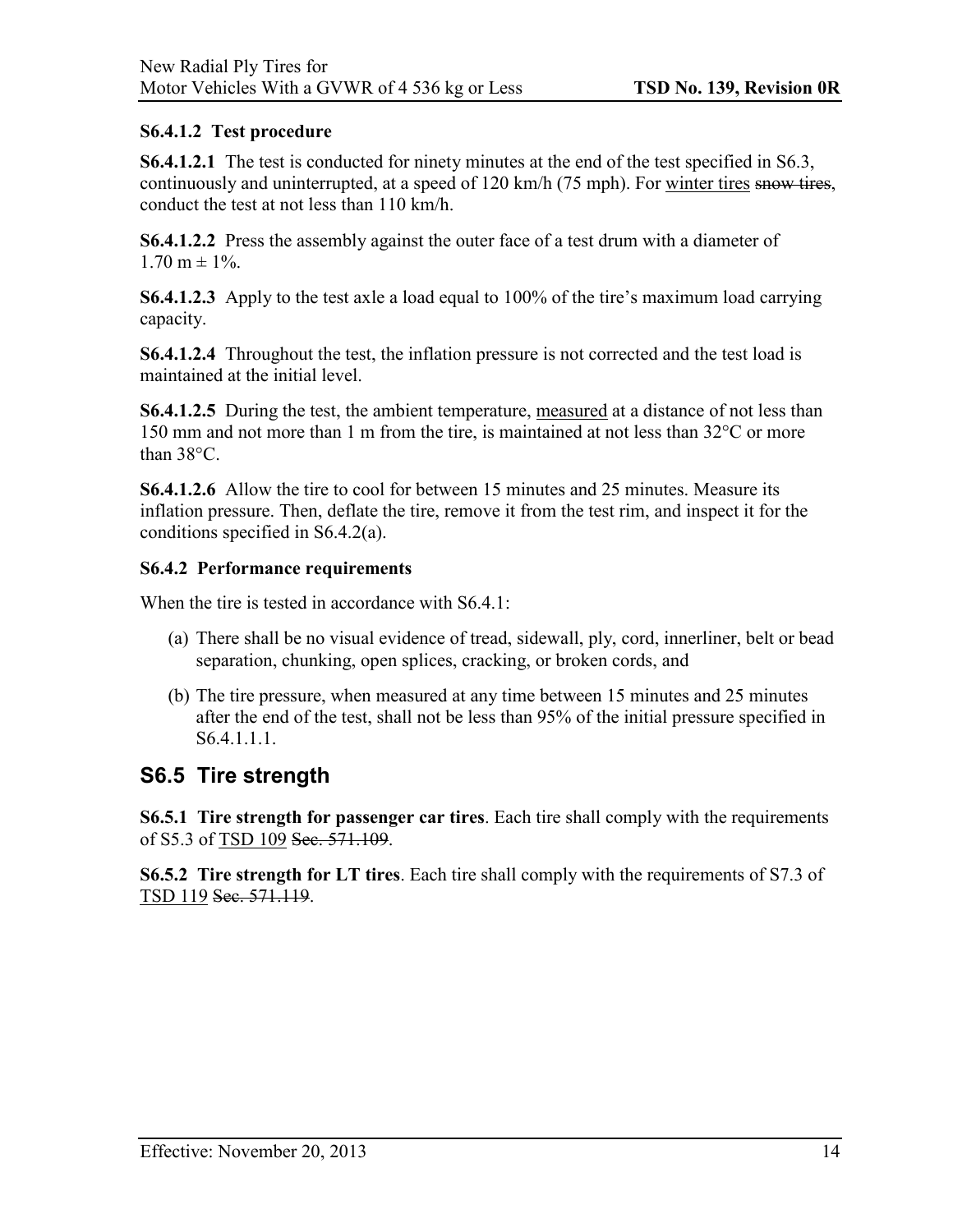#### S6.4.1.2 Test procedure

**S6.4.1.2.1** The test is conducted for ninety minutes at the end of the test specified in S6.3, continuously and uninterrupted, at a speed of 120 km/h (75 mph). For <u>winter tires</u> ~~snow tires~~, conduct the test at not less than 110 km/h.

**S6.4.1.2.2** Press the assembly against the outer face of a test drum with a diameter of 1.70 m ± 1%.

**S6.4.1.2.3** Apply to the test axle a load equal to 100% of the tire's maximum load carrying capacity.

**S6.4.1.2.4** Throughout the test, the inflation pressure is not corrected and the test load is maintained at the initial level.

**S6.4.1.2.5** During the test, the ambient temperature, <u>measured</u> at a distance of not less than 150 mm and not more than 1 m from the tire, is maintained at not less than 32°C or more than 38°C.

**S6.4.1.2.6** Allow the tire to cool for between 15 minutes and 25 minutes. Measure its inflation pressure. Then, deflate the tire, remove it from the test rim, and inspect it for the conditions specified in S6.4.2(a).

#### S6.4.2 Performance requirements

When the tire is tested in accordance with S6.4.1:

(a) There shall be no visual evidence of tread, sidewall, ply, cord, innerliner, belt or bead separation, chunking, open splices, cracking, or broken cords, and

(b) The tire pressure, when measured at any time between 15 minutes and 25 minutes after the end of the test, shall not be less than 95% of the initial pressure specified in S6.4.1.1.1.

## S6.5 Tire strength

**S6.5.1 Tire strength for passenger car tires**. Each tire shall comply with the requirements of S5.3 of <u>TSD 109</u> ~~Sec. 571.109~~.

**S6.5.2 Tire strength for LT tires**. Each tire shall comply with the requirements of S7.3 of <u>TSD 119</u> ~~Sec. 571.119~~.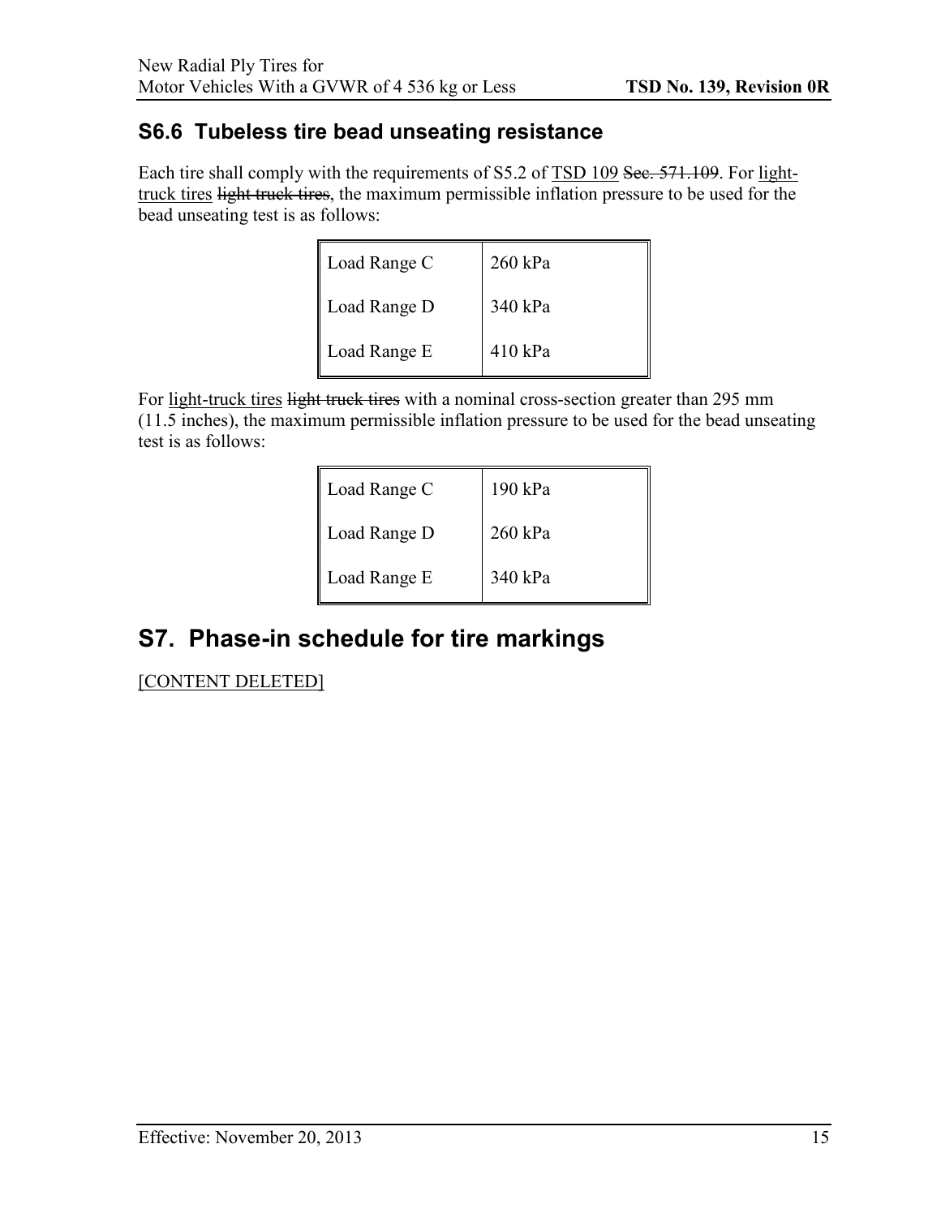### S6.6 Tubeless tire bead unseating resistance

Each tire shall comply with the requirements of S5.2 of TSD 109 ~~Sec. 571.109~~. For light-truck tires ~~light truck tires~~, the maximum permissible inflation pressure to be used for the bead unseating test is as follows:

| | |
|---|---|
| Load Range C | 260 kPa |
| Load Range D | 340 kPa |
| Load Range E | 410 kPa |

For light-truck tires ~~light truck tires~~ with a nominal cross-section greater than 295 mm (11.5 inches), the maximum permissible inflation pressure to be used for the bead unseating test is as follows:

| | |
|---|---|
| Load Range C | 190 kPa |
| Load Range D | 260 kPa |
| Load Range E | 340 kPa |

## S7. Phase-in schedule for tire markings

[CONTENT DELETED]